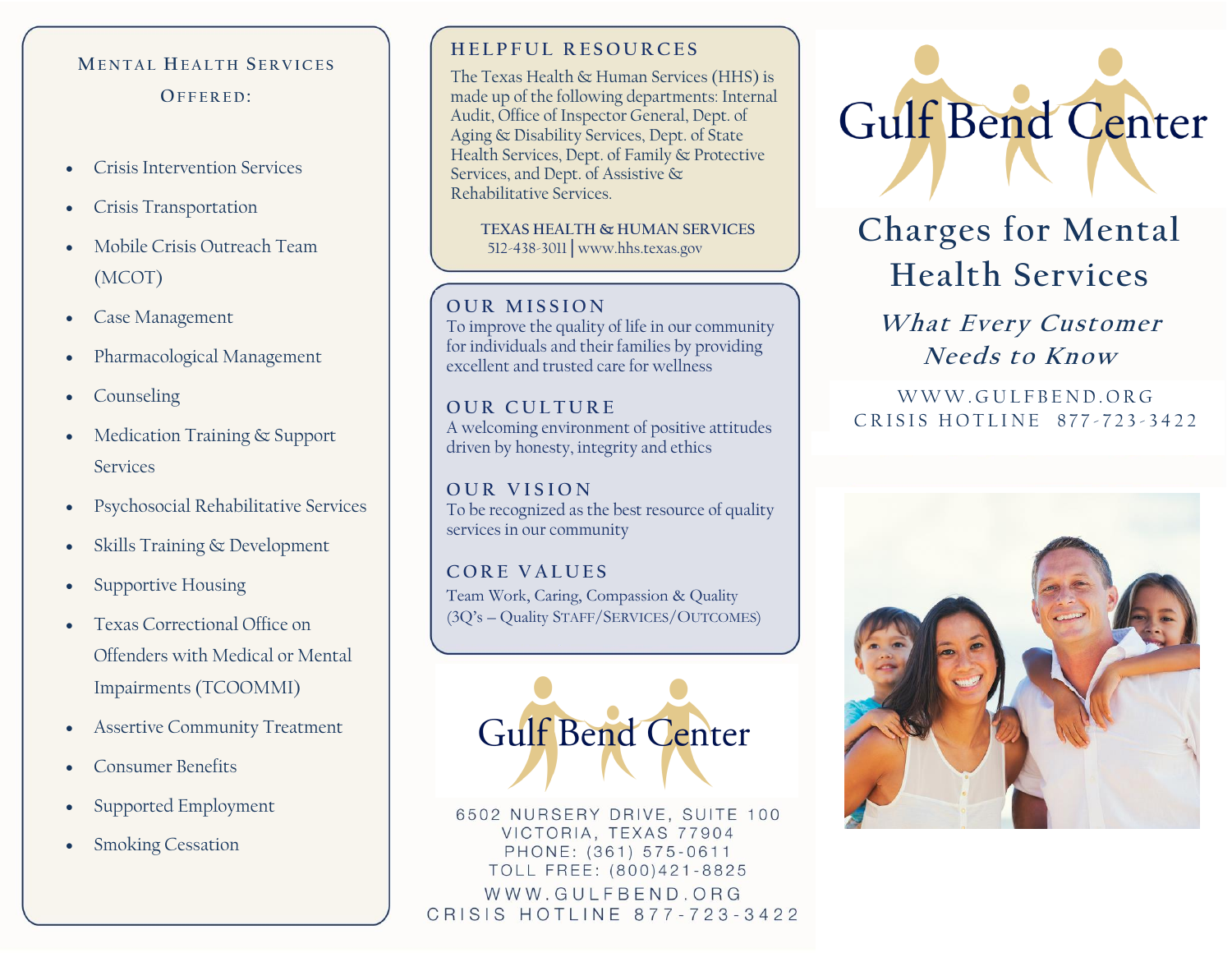## Mental Health Services Offered:

- Crisis Intervention Services
- Crisis Transportation
- Mobile Crisis Outreach Team (MCOT)
- Case Management
- Pharmacological Management
- Counseling
- Medication Training & Support Services
- Psychosocial Rehabilitative Services
- Skills Training & Development
- Supportive Housing
- Texas Correctional Office on Offenders with Medical or Mental Impairments (TCOOMMI)
- Assertive Community Treatment
- Consumer Benefits
- Supported Employment
- Smoking Cessation

## Helpful Resources

The Texas Health & Human Services (HHS) is made up of the following departments: Internal Audit, Office of Inspector General, Dept. of Aging & Disability Services, Dept. of State Health Services, Dept. of Family & Protective Services, and Dept. of Assistive & Rehabilitative Services.

**TEXAS HEALTH & HUMAN SERVICES**
512-438-3011 | www.hhs.texas.gov

## Our Mission

To improve the quality of life in our community for individuals and their families by providing excellent and trusted care for wellness

## Our Culture

A welcoming environment of positive attitudes driven by honesty, integrity and ethics

## Our Vision

To be recognized as the best resource of quality services in our community

## Core Values

Team Work, Caring, Compassion & Quality
(3Q's – Quality Staff/Services/Outcomes)

Gulf Bend Center

6502 NURSERY DRIVE, SUITE 100
VICTORIA, TEXAS 77904
PHONE: (361) 575-0611
TOLL FREE: (800)421-8825
WWW.GULFBEND.ORG
CRISIS HOTLINE 877-723-3422

# Gulf Bend Center

## Charges for Mental Health Services

### *What Every Customer Needs to Know*

WWW.GULFBEND.ORG
CRISIS HOTLINE 877-723-3422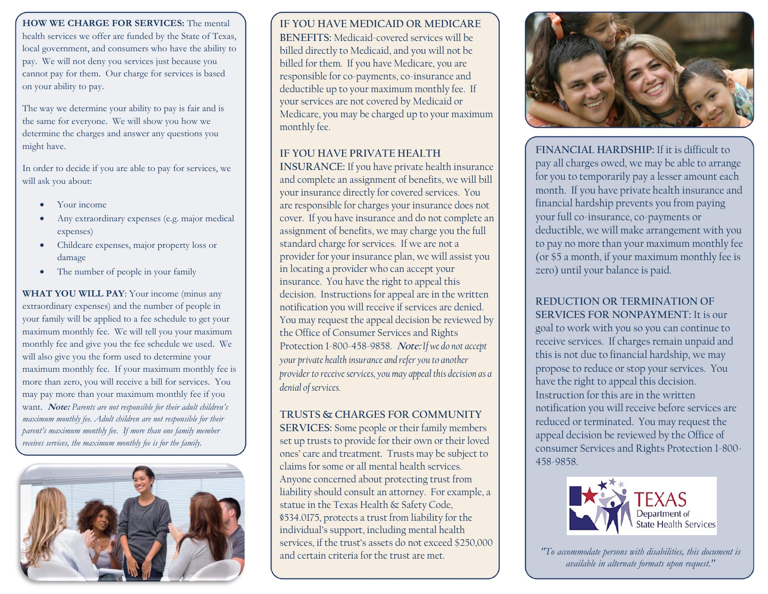**HOW WE CHARGE FOR SERVICES:** The mental health services we offer are funded by the State of Texas, local government, and consumers who have the ability to pay. We will not deny you services just because you cannot pay for them. Our charge for services is based on your ability to pay.

The way we determine your ability to pay is fair and is the same for everyone. We will show you how we determine the charges and answer any questions you might have.

In order to decide if you are able to pay for services, we will ask you about:

- Your income
- Any extraordinary expenses (e.g. major medical expenses)
- Childcare expenses, major property loss or damage
- The number of people in your family

**WHAT YOU WILL PAY**: Your income (minus any extraordinary expenses) and the number of people in your family will be applied to a fee schedule to get your maximum monthly fee. We will tell you your maximum monthly fee and give you the fee schedule we used. We will also give you the form used to determine your maximum monthly fee. If your maximum monthly fee is more than zero, you will receive a bill for services. You may pay more than your maximum monthly fee if you want. ***Note:*** *Parents are not responsible for their adult children's maximum monthly fee. Adult children are not responsible for their parent's maximum monthly fee. If more than one family member receives services, the maximum monthly fee is for the family.*

**IF YOU HAVE MEDICAID OR MEDICARE BENEFITS:** Medicaid-covered services will be billed directly to Medicaid, and you will not be billed for them. If you have Medicare, you are responsible for co-payments, co-insurance and deductible up to your maximum monthly fee. If your services are not covered by Medicaid or Medicare, you may be charged up to your maximum monthly fee.

**IF YOU HAVE PRIVATE HEALTH INSURANCE:** If you have private health insurance and complete an assignment of benefits, we will bill your insurance directly for covered services. You are responsible for charges your insurance does not cover. If you have insurance and do not complete an assignment of benefits, we may charge you the full standard charge for services. If we are not a provider for your insurance plan, we will assist you in locating a provider who can accept your insurance. You have the right to appeal this decision. Instructions for appeal are in the written notification you will receive if services are denied. You may request the appeal decision be reviewed by the Office of Consumer Services and Rights Protection 1-800-458-9858. ***Note:*** *If we do not accept your private health insurance and refer you to another provider to receive services, you may appeal this decision as a denial of services.*

**TRUSTS & CHARGES FOR COMMUNITY SERVICES:** Some people or their family members set up trusts to provide for their own or their loved ones' care and treatment. Trusts may be subject to claims for some or all mental health services. Anyone concerned about protecting trust from liability should consult an attorney. For example, a statue in the Texas Health & Safety Code, §534.0175, protects a trust from liability for the individual's support, including mental health services, if the trust's assets do not exceed $250,000 and certain criteria for the trust are met.

**FINANCIAL HARDSHIP:** If it is difficult to pay all charges owed, we may be able to arrange for you to temporarily pay a lesser amount each month. If you have private health insurance and financial hardship prevents you from paying your full co-insurance, co-payments or deductible, we will make arrangement with you to pay no more than your maximum monthly fee (or $5 a month, if your maximum monthly fee is zero) until your balance is paid.

**REDUCTION OR TERMINATION OF SERVICES FOR NONPAYMENT:** It is our goal to work with you so you can continue to receive services. If charges remain unpaid and this is not due to financial hardship, we may propose to reduce or stop your services. You have the right to appeal this decision. Instruction for this are in the written notification you will receive before services are reduced or terminated. You may request the appeal decision be reviewed by the Office of consumer Services and Rights Protection 1-800-458-9858.

TEXAS Department of State Health Services

*"To accommodate persons with disabilities, this document is available in alternate formats upon request."*